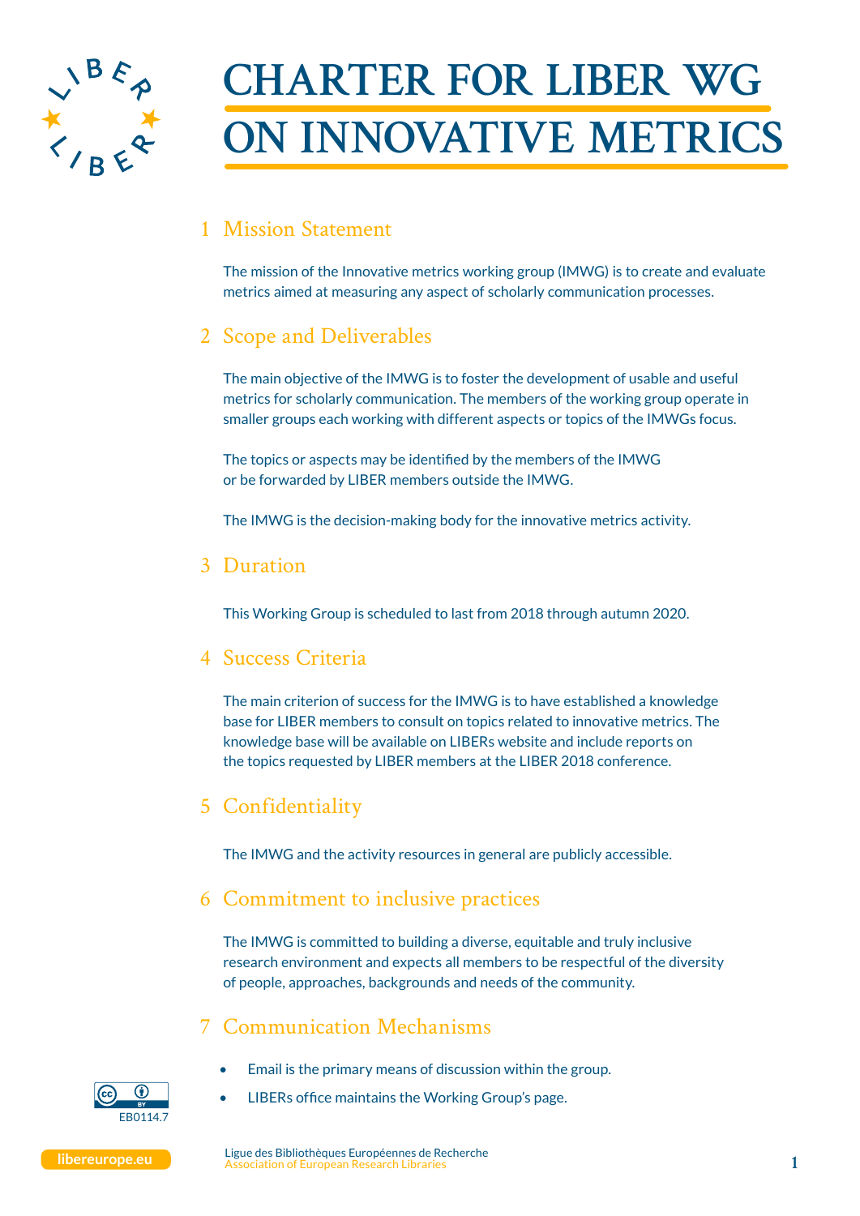# CHARTER FOR LIBER WG ON INNOVATIVE METRICS

## 1 Mission Statement

The mission of the Innovative metrics working group (IMWG) is to create and evaluate metrics aimed at measuring any aspect of scholarly communication processes.

## 2 Scope and Deliverables

The main objective of the IMWG is to foster the development of usable and useful metrics for scholarly communication. The members of the working group operate in smaller groups each working with different aspects or topics of the IMWGs focus.

The topics or aspects may be identified by the members of the IMWG or be forwarded by LIBER members outside the IMWG.

The IMWG is the decision-making body for the innovative metrics activity.

## 3 Duration

This Working Group is scheduled to last from 2018 through autumn 2020.

## 4 Success Criteria

The main criterion of success for the IMWG is to have established a knowledge base for LIBER members to consult on topics related to innovative metrics. The knowledge base will be available on LIBERs website and include reports on the topics requested by LIBER members at the LIBER 2018 conference.

## 5 Confidentiality

The IMWG and the activity resources in general are publicly accessible.

## 6 Commitment to inclusive practices

The IMWG is committed to building a diverse, equitable and truly inclusive research environment and expects all members to be respectful of the diversity of people, approaches, backgrounds and needs of the community.

## 7 Communication Mechanisms

- Email is the primary means of discussion within the group.
- LIBERs office maintains the Working Group's page.

EB0114.7

Ligue des Bibliothèques Européennes de Recherche
Association of European Research Libraries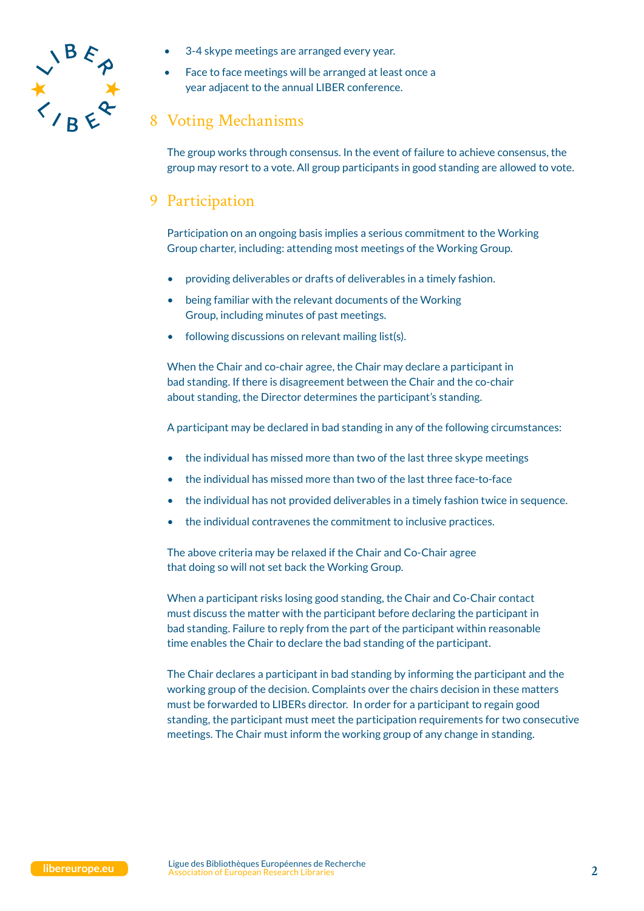- 3-4 skype meetings are arranged every year.
- Face to face meetings will be arranged at least once a year adjacent to the annual LIBER conference.

## 8 Voting Mechanisms

The group works through consensus. In the event of failure to achieve consensus, the group may resort to a vote. All group participants in good standing are allowed to vote.

## 9 Participation

Participation on an ongoing basis implies a serious commitment to the Working Group charter, including: attending most meetings of the Working Group.

- providing deliverables or drafts of deliverables in a timely fashion.
- being familiar with the relevant documents of the Working Group, including minutes of past meetings.
- following discussions on relevant mailing list(s).

When the Chair and co-chair agree, the Chair may declare a participant in bad standing. If there is disagreement between the Chair and the co-chair about standing, the Director determines the participant's standing.

A participant may be declared in bad standing in any of the following circumstances:

- the individual has missed more than two of the last three skype meetings
- the individual has missed more than two of the last three face-to-face
- the individual has not provided deliverables in a timely fashion twice in sequence.
- the individual contravenes the commitment to inclusive practices.

The above criteria may be relaxed if the Chair and Co-Chair agree that doing so will not set back the Working Group.

When a participant risks losing good standing, the Chair and Co-Chair contact must discuss the matter with the participant before declaring the participant in bad standing. Failure to reply from the part of the participant within reasonable time enables the Chair to declare the bad standing of the participant.

The Chair declares a participant in bad standing by informing the participant and the working group of the decision. Complaints over the chairs decision in these matters must be forwarded to LIBERs director. In order for a participant to regain good standing, the participant must meet the participation requirements for two consecutive meetings. The Chair must inform the working group of any change in standing.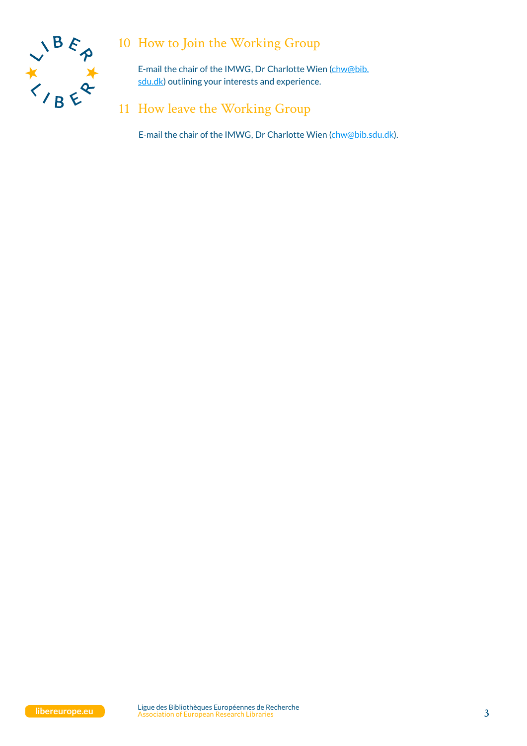## 10 How to Join the Working Group

E-mail the chair of the IMWG, Dr Charlotte Wien (chw@bib.sdu.dk) outlining your interests and experience.

## 11 How leave the Working Group

E-mail the chair of the IMWG, Dr Charlotte Wien (chw@bib.sdu.dk).